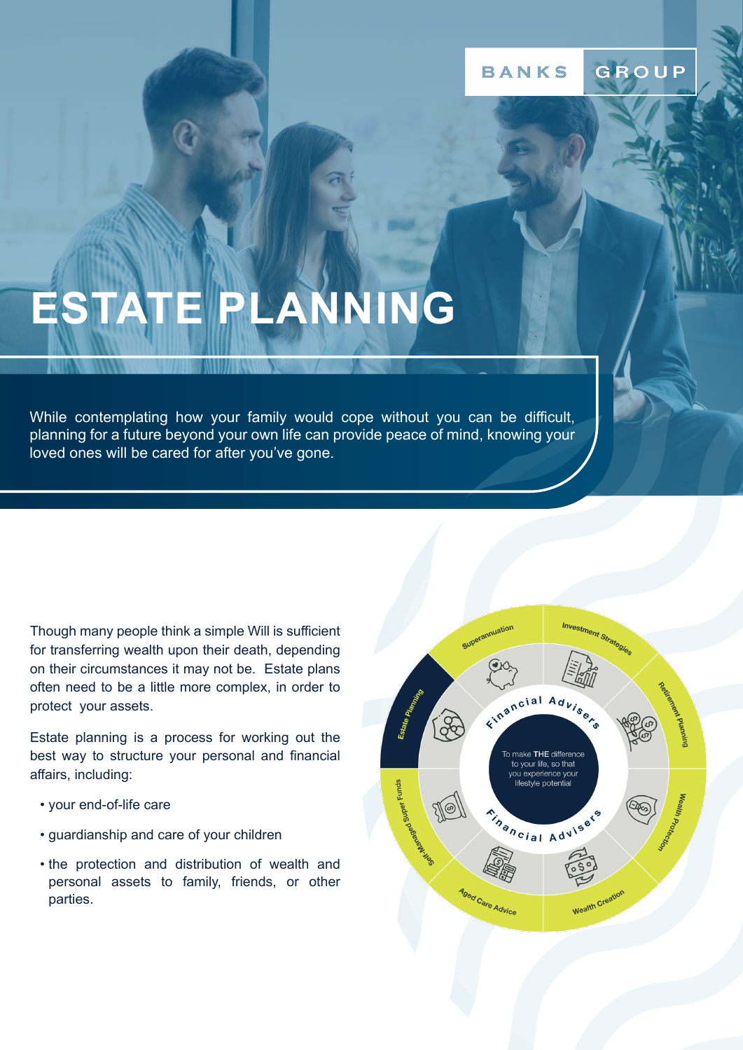BANKS GROUP

# ESTATE PLANNING

While contemplating how your family would cope without you can be difficult, planning for a future beyond your own life can provide peace of mind, knowing your loved ones will be cared for after you've gone.

Though many people think a simple Will is sufficient for transferring wealth upon their death, depending on their circumstances it may not be. Estate plans often need to be a little more complex, in order to protect your assets.

Estate planning is a process for working out the best way to structure your personal and financial affairs, including:

- your end-of-life care
- guardianship and care of your children
- the protection and distribution of wealth and personal assets to family, friends, or other parties.

Superannuation
Investment Strategies
Retirement Planning
Wealth Protection
Wealth Creation
Aged Care Advice
Self-Managed Super Funds
Estate Planning

Financial Advisers

To make **THE** difference to your life, so that you experience your lifestyle potential

Financial Advisers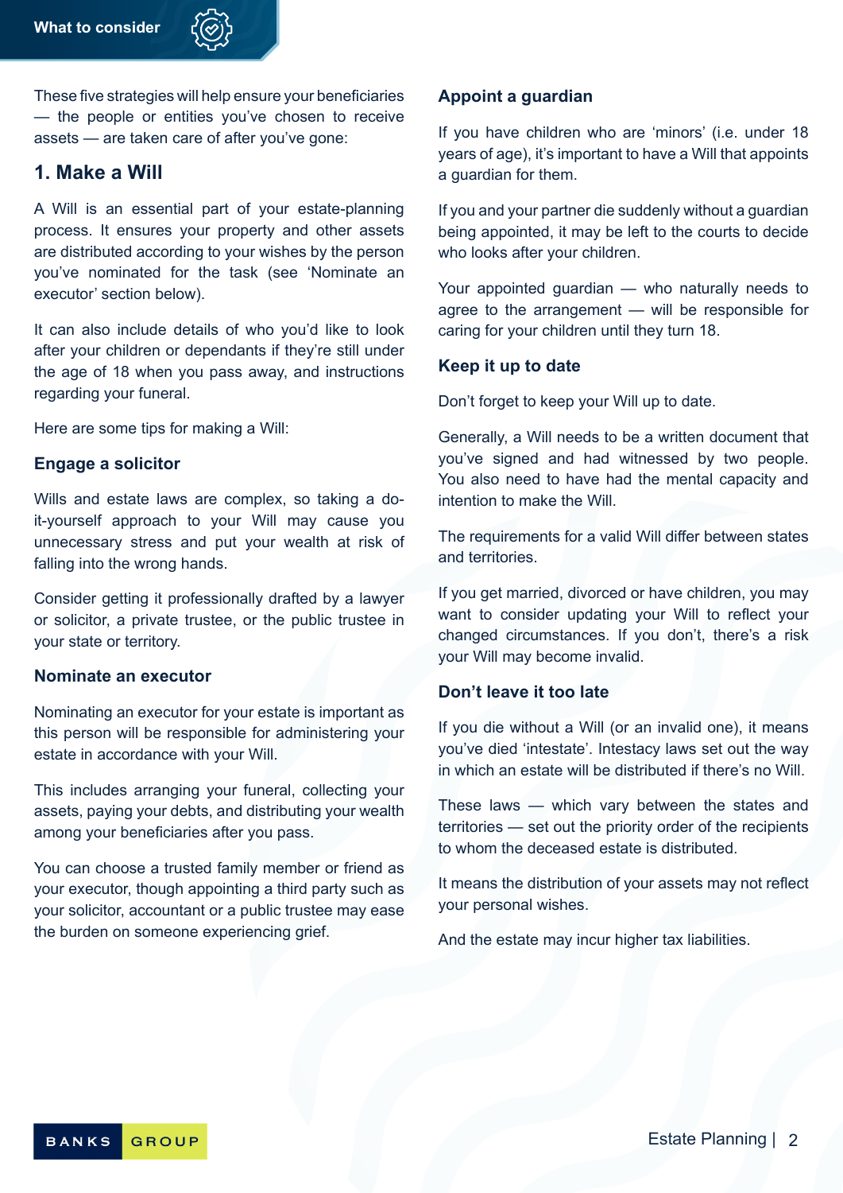What to consider

These five strategies will help ensure your beneficiaries — the people or entities you've chosen to receive assets — are taken care of after you've gone:

## 1. Make a Will

A Will is an essential part of your estate-planning process. It ensures your property and other assets are distributed according to your wishes by the person you've nominated for the task (see 'Nominate an executor' section below).

It can also include details of who you'd like to look after your children or dependants if they're still under the age of 18 when you pass away, and instructions regarding your funeral.

Here are some tips for making a Will:

### Engage a solicitor

Wills and estate laws are complex, so taking a do-it-yourself approach to your Will may cause you unnecessary stress and put your wealth at risk of falling into the wrong hands.

Consider getting it professionally drafted by a lawyer or solicitor, a private trustee, or the public trustee in your state or territory.

### Nominate an executor

Nominating an executor for your estate is important as this person will be responsible for administering your estate in accordance with your Will.

This includes arranging your funeral, collecting your assets, paying your debts, and distributing your wealth among your beneficiaries after you pass.

You can choose a trusted family member or friend as your executor, though appointing a third party such as your solicitor, accountant or a public trustee may ease the burden on someone experiencing grief.

### Appoint a guardian

If you have children who are 'minors' (i.e. under 18 years of age), it's important to have a Will that appoints a guardian for them.

If you and your partner die suddenly without a guardian being appointed, it may be left to the courts to decide who looks after your children.

Your appointed guardian — who naturally needs to agree to the arrangement — will be responsible for caring for your children until they turn 18.

### Keep it up to date

Don't forget to keep your Will up to date.

Generally, a Will needs to be a written document that you've signed and had witnessed by two people. You also need to have had the mental capacity and intention to make the Will.

The requirements for a valid Will differ between states and territories.

If you get married, divorced or have children, you may want to consider updating your Will to reflect your changed circumstances. If you don't, there's a risk your Will may become invalid.

### Don't leave it too late

If you die without a Will (or an invalid one), it means you've died 'intestate'. Intestacy laws set out the way in which an estate will be distributed if there's no Will.

These laws — which vary between the states and territories — set out the priority order of the recipients to whom the deceased estate is distributed.

It means the distribution of your assets may not reflect your personal wishes.

And the estate may incur higher tax liabilities.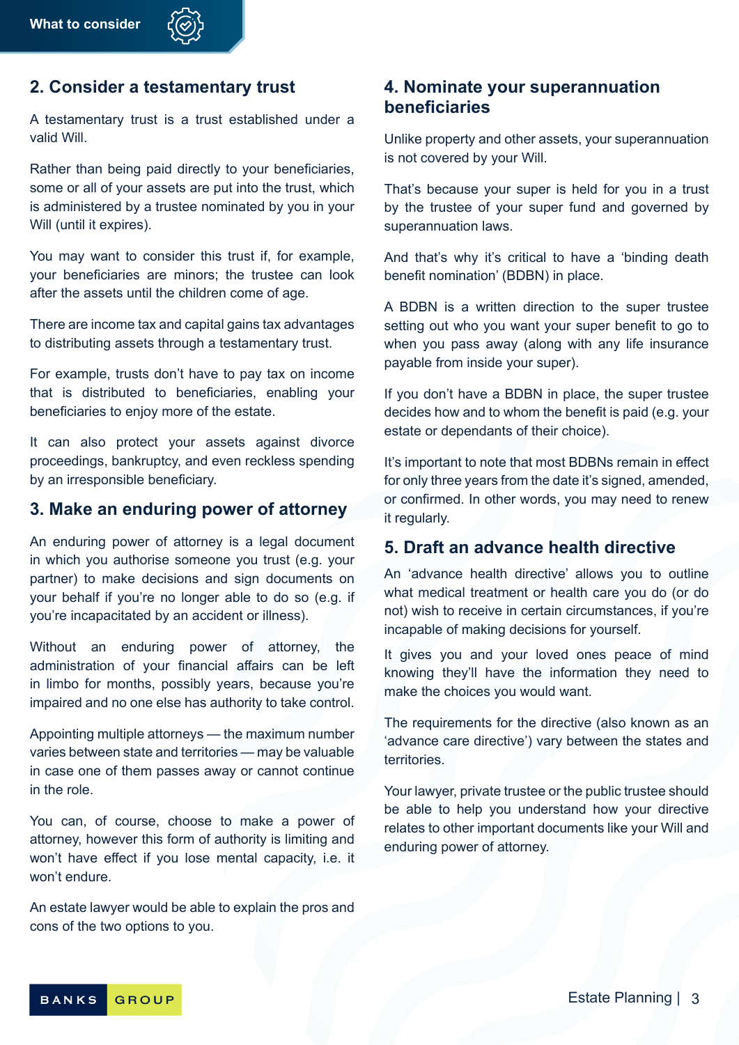## 2. Consider a testamentary trust

A testamentary trust is a trust established under a valid Will.

Rather than being paid directly to your beneficiaries, some or all of your assets are put into the trust, which is administered by a trustee nominated by you in your Will (until it expires).

You may want to consider this trust if, for example, your beneficiaries are minors; the trustee can look after the assets until the children come of age.

There are income tax and capital gains tax advantages to distributing assets through a testamentary trust.

For example, trusts don't have to pay tax on income that is distributed to beneficiaries, enabling your beneficiaries to enjoy more of the estate.

It can also protect your assets against divorce proceedings, bankruptcy, and even reckless spending by an irresponsible beneficiary.

## 3. Make an enduring power of attorney

An enduring power of attorney is a legal document in which you authorise someone you trust (e.g. your partner) to make decisions and sign documents on your behalf if you're no longer able to do so (e.g. if you're incapacitated by an accident or illness).

Without an enduring power of attorney, the administration of your financial affairs can be left in limbo for months, possibly years, because you're impaired and no one else has authority to take control.

Appointing multiple attorneys — the maximum number varies between state and territories — may be valuable in case one of them passes away or cannot continue in the role.

You can, of course, choose to make a power of attorney, however this form of authority is limiting and won't have effect if you lose mental capacity, i.e. it won't endure.

An estate lawyer would be able to explain the pros and cons of the two options to you.

## 4. Nominate your superannuation beneficiaries

Unlike property and other assets, your superannuation is not covered by your Will.

That's because your super is held for you in a trust by the trustee of your super fund and governed by superannuation laws.

And that's why it's critical to have a 'binding death benefit nomination' (BDBN) in place.

A BDBN is a written direction to the super trustee setting out who you want your super benefit to go to when you pass away (along with any life insurance payable from inside your super).

If you don't have a BDBN in place, the super trustee decides how and to whom the benefit is paid (e.g. your estate or dependants of their choice).

It's important to note that most BDBNs remain in effect for only three years from the date it's signed, amended, or confirmed. In other words, you may need to renew it regularly.

## 5. Draft an advance health directive

An 'advance health directive' allows you to outline what medical treatment or health care you do (or do not) wish to receive in certain circumstances, if you're incapable of making decisions for yourself.

It gives you and your loved ones peace of mind knowing they'll have the information they need to make the choices you would want.

The requirements for the directive (also known as an 'advance care directive') vary between the states and territories.

Your lawyer, private trustee or the public trustee should be able to help you understand how your directive relates to other important documents like your Will and enduring power of attorney.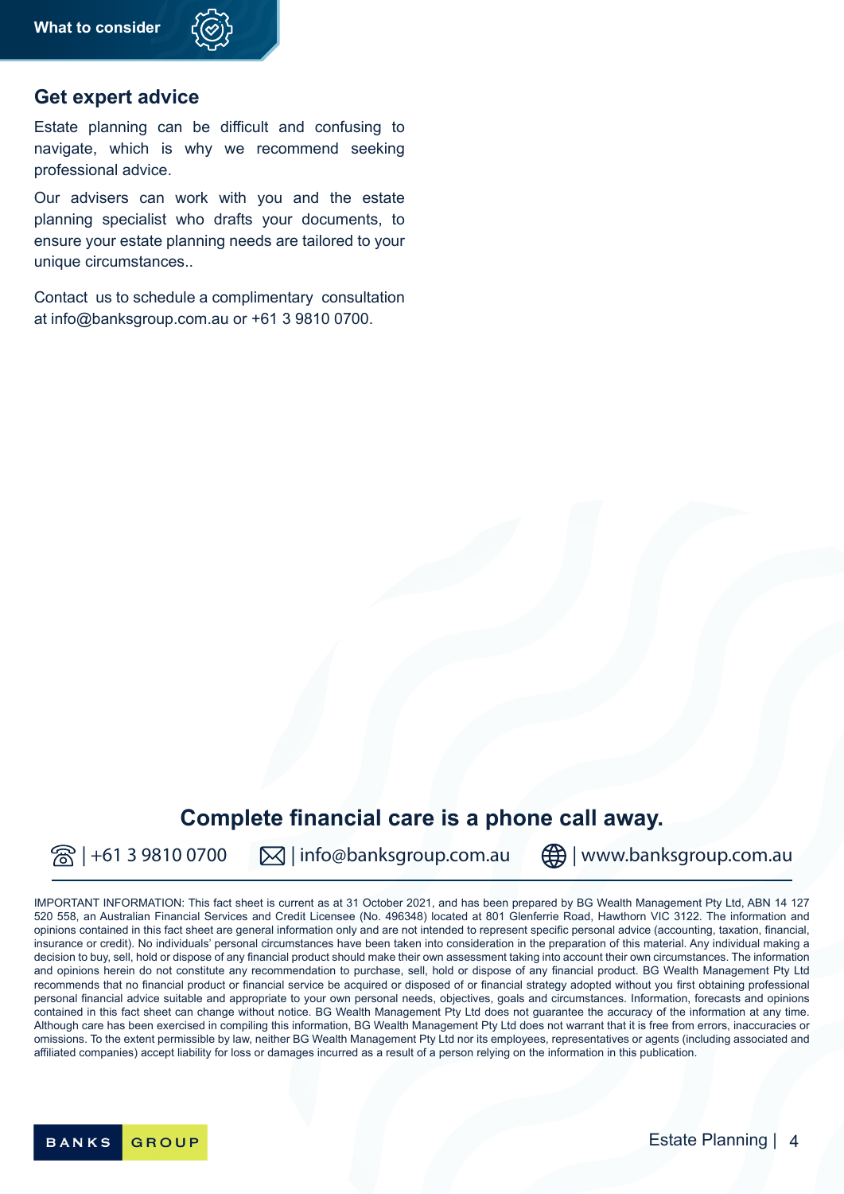What to consider

## Get expert advice

Estate planning can be difficult and confusing to navigate, which is why we recommend seeking professional advice.

Our advisers can work with you and the estate planning specialist who drafts your documents, to ensure your estate planning needs are tailored to your unique circumstances..

Contact us to schedule a complimentary consultation at info@banksgroup.com.au or +61 3 9810 0700.

## Complete financial care is a phone call away.

| +61 3 9810 0700 | info@banksgroup.com.au | www.banksgroup.com.au

IMPORTANT INFORMATION: This fact sheet is current as at 31 October 2021, and has been prepared by BG Wealth Management Pty Ltd, ABN 14 127 520 558, an Australian Financial Services and Credit Licensee (No. 496348) located at 801 Glenferrie Road, Hawthorn VIC 3122. The information and opinions contained in this fact sheet are general information only and are not intended to represent specific personal advice (accounting, taxation, financial, insurance or credit). No individuals' personal circumstances have been taken into consideration in the preparation of this material. Any individual making a decision to buy, sell, hold or dispose of any financial product should make their own assessment taking into account their own circumstances. The information and opinions herein do not constitute any recommendation to purchase, sell, hold or dispose of any financial product. BG Wealth Management Pty Ltd recommends that no financial product or financial service be acquired or disposed of or financial strategy adopted without you first obtaining professional personal financial advice suitable and appropriate to your own personal needs, objectives, goals and circumstances. Information, forecasts and opinions contained in this fact sheet can change without notice. BG Wealth Management Pty Ltd does not guarantee the accuracy of the information at any time. Although care has been exercised in compiling this information, BG Wealth Management Pty Ltd does not warrant that it is free from errors, inaccuracies or omissions. To the extent permissible by law, neither BG Wealth Management Pty Ltd nor its employees, representatives or agents (including associated and affiliated companies) accept liability for loss or damages incurred as a result of a person relying on the information in this publication.

BANKS GROUP